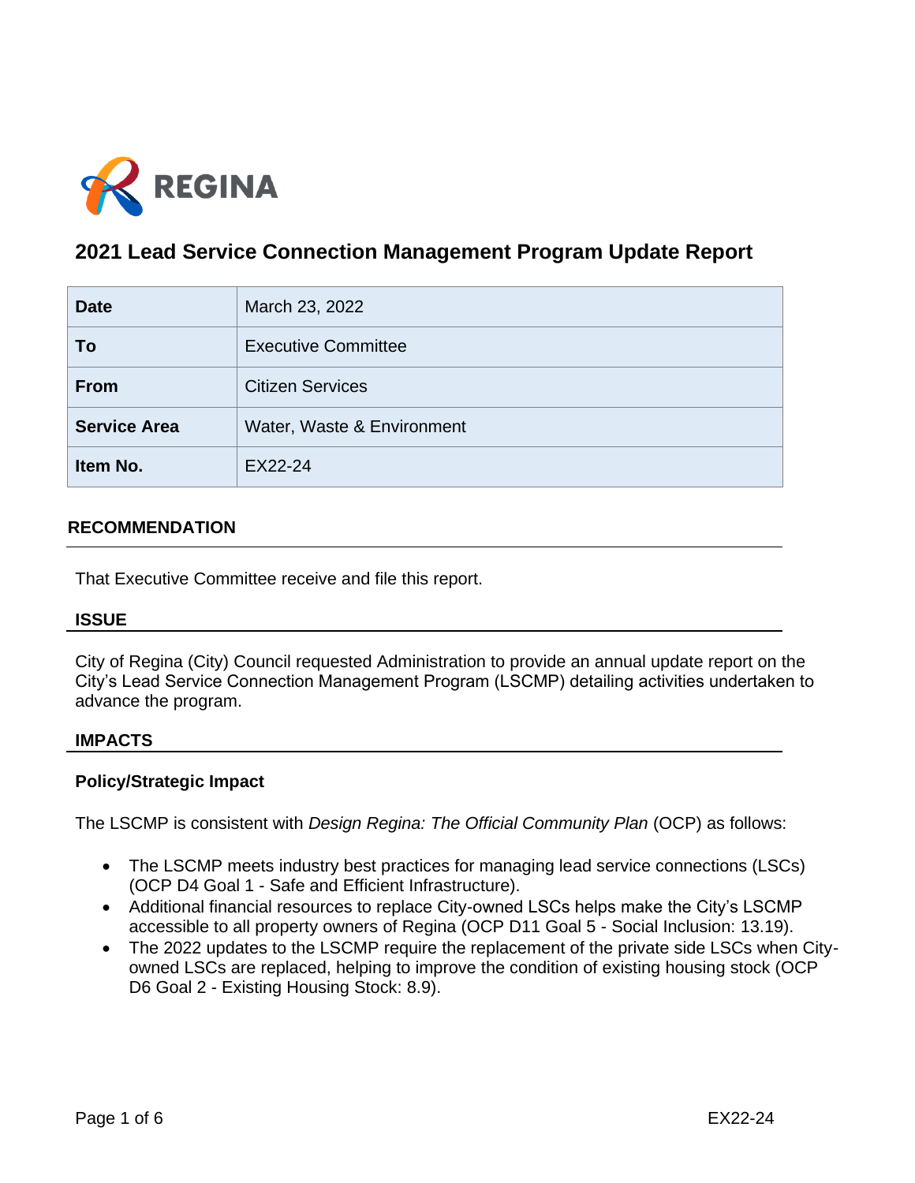REGINA

# 2021 Lead Service Connection Management Program Update Report

| | |
|---|---|
| **Date** | March 23, 2022 |
| **To** | Executive Committee |
| **From** | Citizen Services |
| **Service Area** | Water, Waste & Environment |
| **Item No.** | EX22-24 |

## RECOMMENDATION

That Executive Committee receive and file this report.

## ISSUE

City of Regina (City) Council requested Administration to provide an annual update report on the City's Lead Service Connection Management Program (LSCMP) detailing activities undertaken to advance the program.

## IMPACTS

### Policy/Strategic Impact

The LSCMP is consistent with *Design Regina: The Official Community Plan* (OCP) as follows:

- The LSCMP meets industry best practices for managing lead service connections (LSCs) (OCP D4 Goal 1 - Safe and Efficient Infrastructure).
- Additional financial resources to replace City-owned LSCs helps make the City's LSCMP accessible to all property owners of Regina (OCP D11 Goal 5 - Social Inclusion: 13.19).
- The 2022 updates to the LSCMP require the replacement of the private side LSCs when City-owned LSCs are replaced, helping to improve the condition of existing housing stock (OCP D6 Goal 2 - Existing Housing Stock: 8.9).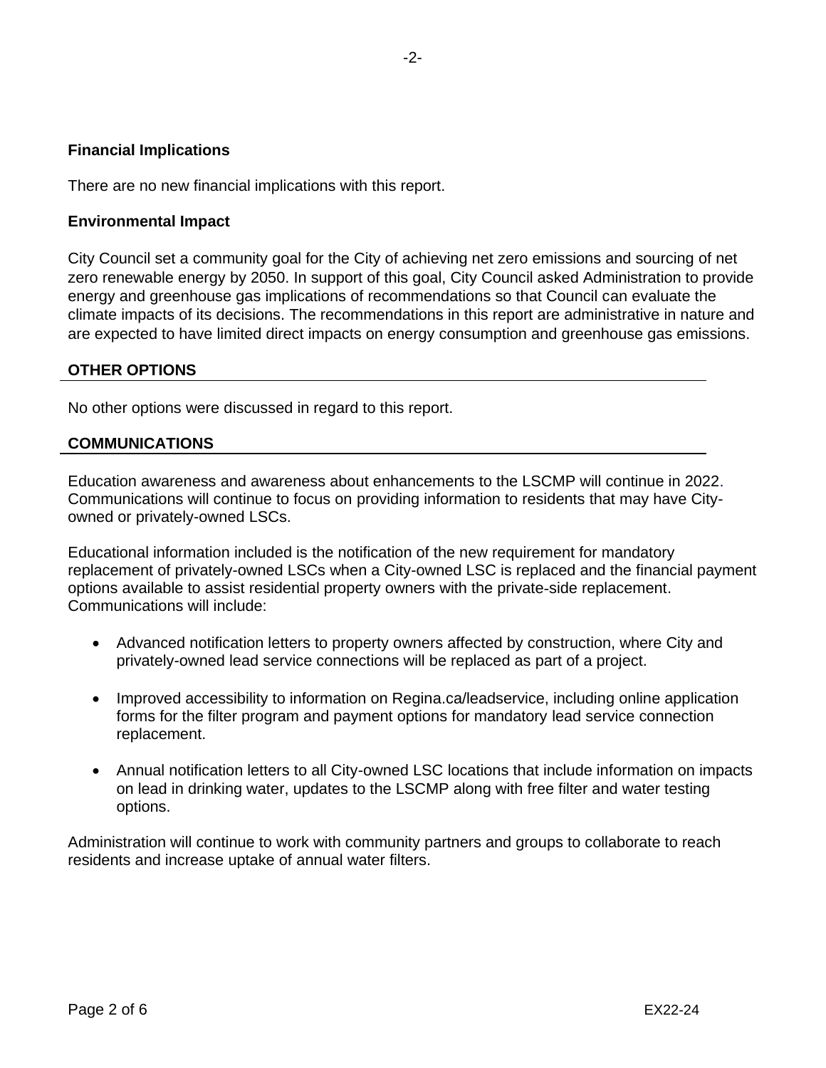**Financial Implications**

There are no new financial implications with this report.

**Environmental Impact**

City Council set a community goal for the City of achieving net zero emissions and sourcing of net zero renewable energy by 2050. In support of this goal, City Council asked Administration to provide energy and greenhouse gas implications of recommendations so that Council can evaluate the climate impacts of its decisions. The recommendations in this report are administrative in nature and are expected to have limited direct impacts on energy consumption and greenhouse gas emissions.

## OTHER OPTIONS

No other options were discussed in regard to this report.

## COMMUNICATIONS

Education awareness and awareness about enhancements to the LSCMP will continue in 2022. Communications will continue to focus on providing information to residents that may have City-owned or privately-owned LSCs.

Educational information included is the notification of the new requirement for mandatory replacement of privately-owned LSCs when a City-owned LSC is replaced and the financial payment options available to assist residential property owners with the private-side replacement. Communications will include:

- Advanced notification letters to property owners affected by construction, where City and privately-owned lead service connections will be replaced as part of a project.
- Improved accessibility to information on Regina.ca/leadservice, including online application forms for the filter program and payment options for mandatory lead service connection replacement.
- Annual notification letters to all City-owned LSC locations that include information on impacts on lead in drinking water, updates to the LSCMP along with free filter and water testing options.

Administration will continue to work with community partners and groups to collaborate to reach residents and increase uptake of annual water filters.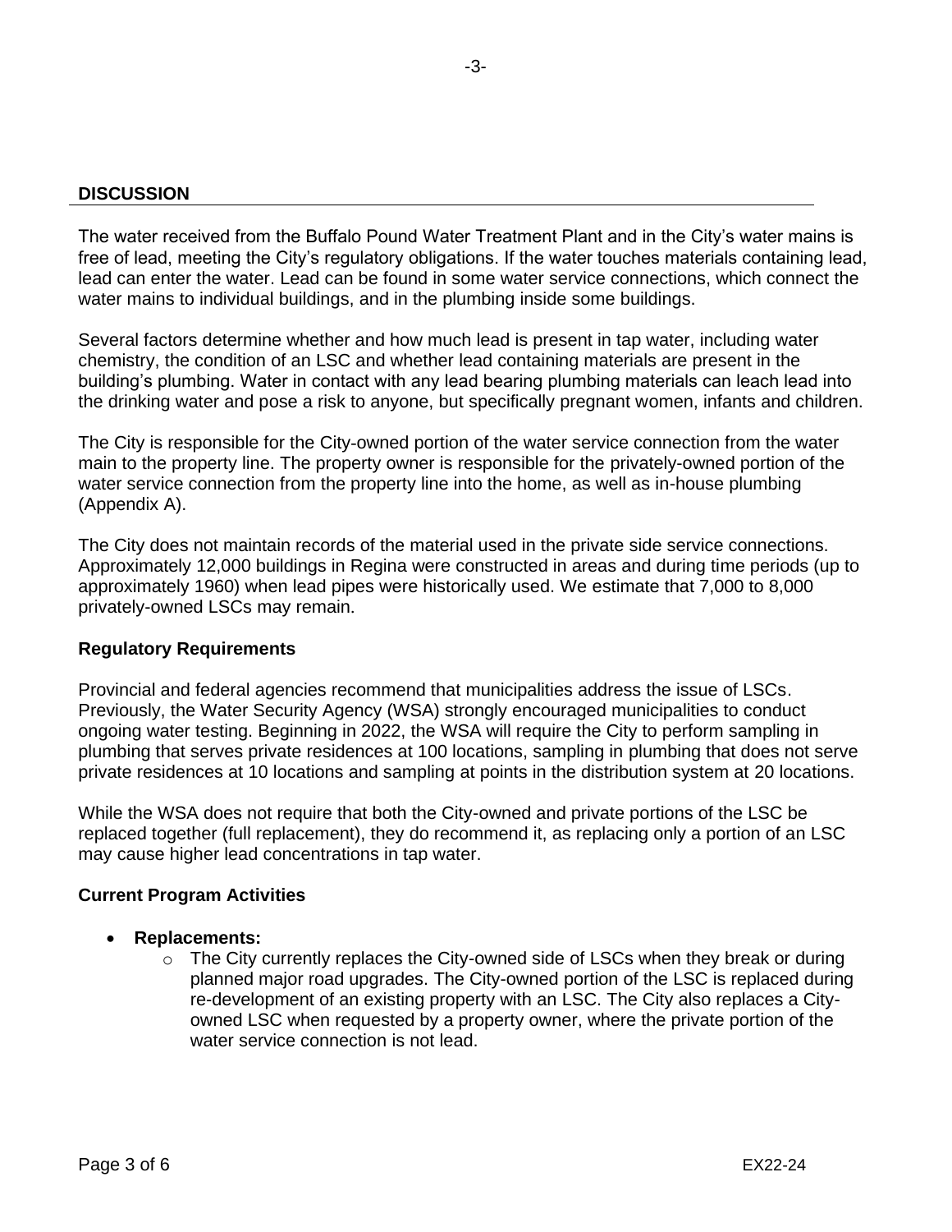## DISCUSSION

The water received from the Buffalo Pound Water Treatment Plant and in the City's water mains is free of lead, meeting the City's regulatory obligations. If the water touches materials containing lead, lead can enter the water. Lead can be found in some water service connections, which connect the water mains to individual buildings, and in the plumbing inside some buildings.

Several factors determine whether and how much lead is present in tap water, including water chemistry, the condition of an LSC and whether lead containing materials are present in the building's plumbing. Water in contact with any lead bearing plumbing materials can leach lead into the drinking water and pose a risk to anyone, but specifically pregnant women, infants and children.

The City is responsible for the City-owned portion of the water service connection from the water main to the property line. The property owner is responsible for the privately-owned portion of the water service connection from the property line into the home, as well as in-house plumbing (Appendix A).

The City does not maintain records of the material used in the private side service connections. Approximately 12,000 buildings in Regina were constructed in areas and during time periods (up to approximately 1960) when lead pipes were historically used. We estimate that 7,000 to 8,000 privately-owned LSCs may remain.

### Regulatory Requirements

Provincial and federal agencies recommend that municipalities address the issue of LSCs. Previously, the Water Security Agency (WSA) strongly encouraged municipalities to conduct ongoing water testing. Beginning in 2022, the WSA will require the City to perform sampling in plumbing that serves private residences at 100 locations, sampling in plumbing that does not serve private residences at 10 locations and sampling at points in the distribution system at 20 locations.

While the WSA does not require that both the City-owned and private portions of the LSC be replaced together (full replacement), they do recommend it, as replacing only a portion of an LSC may cause higher lead concentrations in tap water.

### Current Program Activities

- **Replacements:**
  - The City currently replaces the City-owned side of LSCs when they break or during planned major road upgrades. The City-owned portion of the LSC is replaced during re-development of an existing property with an LSC. The City also replaces a City-owned LSC when requested by a property owner, where the private portion of the water service connection is not lead.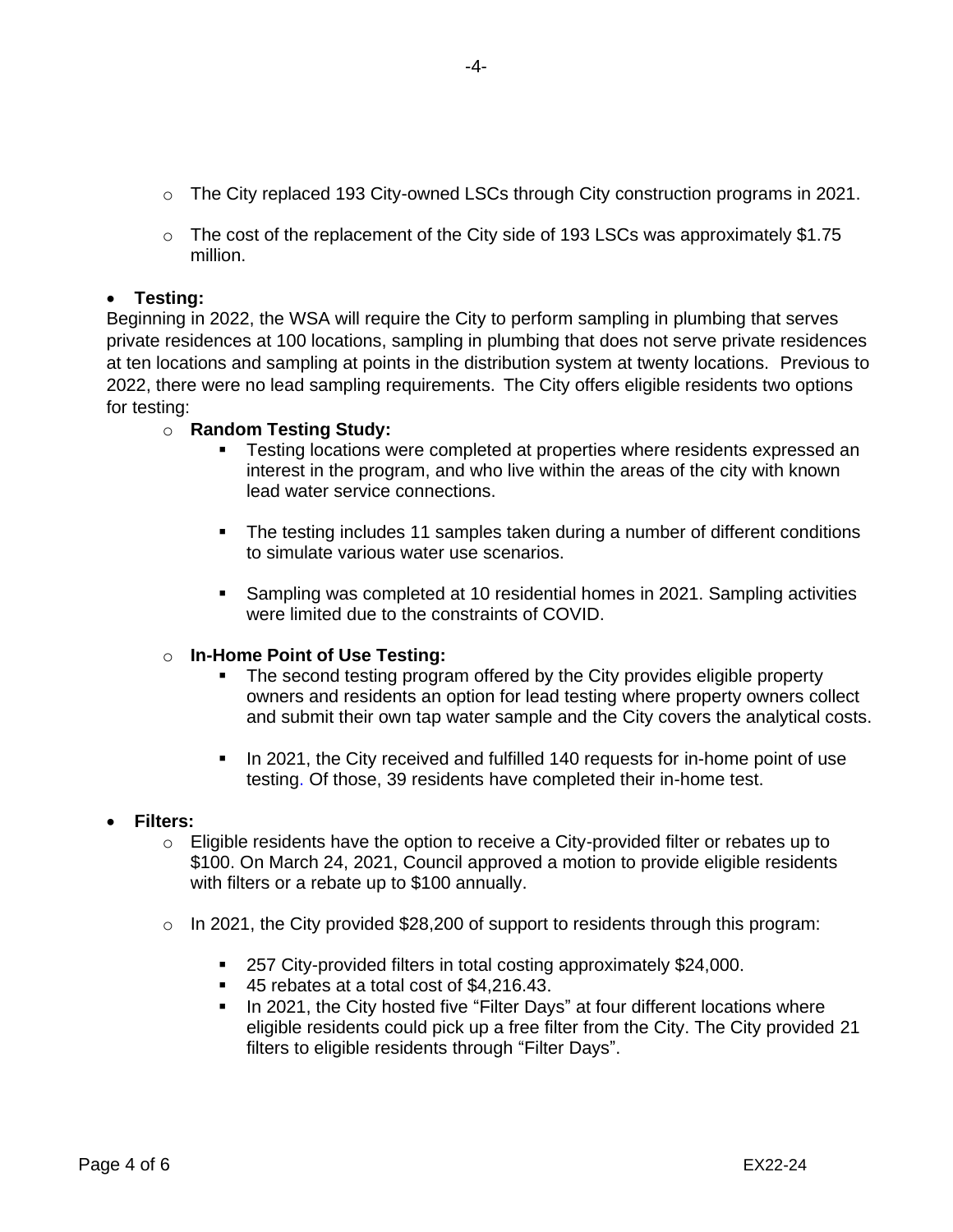- The City replaced 193 City-owned LSCs through City construction programs in 2021.

- The cost of the replacement of the City side of 193 LSCs was approximately $1.75 million.

- **Testing:**

Beginning in 2022, the WSA will require the City to perform sampling in plumbing that serves private residences at 100 locations, sampling in plumbing that does not serve private residences at ten locations and sampling at points in the distribution system at twenty locations. Previous to 2022, there were no lead sampling requirements. The City offers eligible residents two options for testing:

  - **Random Testing Study:**
    - Testing locations were completed at properties where residents expressed an interest in the program, and who live within the areas of the city with known lead water service connections.
    - The testing includes 11 samples taken during a number of different conditions to simulate various water use scenarios.
    - Sampling was completed at 10 residential homes in 2021. Sampling activities were limited due to the constraints of COVID.

  - **In-Home Point of Use Testing:**
    - The second testing program offered by the City provides eligible property owners and residents an option for lead testing where property owners collect and submit their own tap water sample and the City covers the analytical costs.
    - In 2021, the City received and fulfilled 140 requests for in-home point of use testing. Of those, 39 residents have completed their in-home test.

- **Filters:**
  - Eligible residents have the option to receive a City-provided filter or rebates up to $100. On March 24, 2021, Council approved a motion to provide eligible residents with filters or a rebate up to $100 annually.
  - In 2021, the City provided $28,200 of support to residents through this program:
    - 257 City-provided filters in total costing approximately $24,000.
    - 45 rebates at a total cost of $4,216.43.
    - In 2021, the City hosted five "Filter Days" at four different locations where eligible residents could pick up a free filter from the City. The City provided 21 filters to eligible residents through "Filter Days".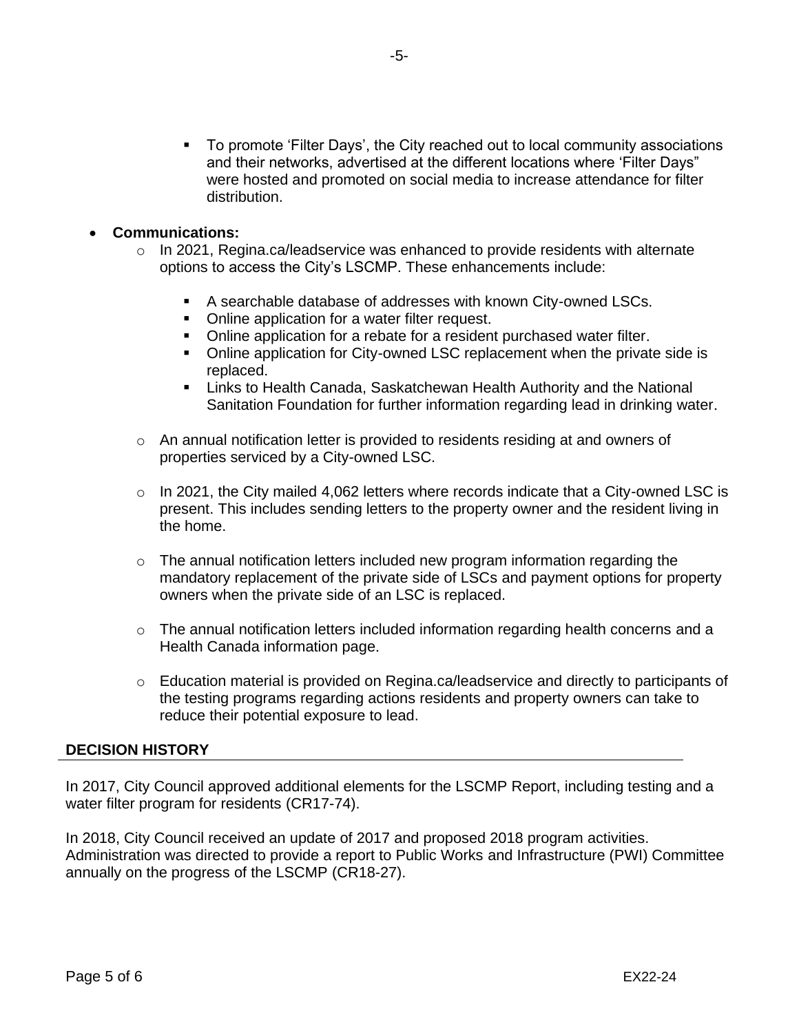- To promote 'Filter Days', the City reached out to local community associations and their networks, advertised at the different locations where 'Filter Days" were hosted and promoted on social media to increase attendance for filter distribution.

- **Communications:**
    - In 2021, Regina.ca/leadservice was enhanced to provide residents with alternate options to access the City's LSCMP. These enhancements include:
        - A searchable database of addresses with known City-owned LSCs.
        - Online application for a water filter request.
        - Online application for a rebate for a resident purchased water filter.
        - Online application for City-owned LSC replacement when the private side is replaced.
        - Links to Health Canada, Saskatchewan Health Authority and the National Sanitation Foundation for further information regarding lead in drinking water.
    - An annual notification letter is provided to residents residing at and owners of properties serviced by a City-owned LSC.
    - In 2021, the City mailed 4,062 letters where records indicate that a City-owned LSC is present. This includes sending letters to the property owner and the resident living in the home.
    - The annual notification letters included new program information regarding the mandatory replacement of the private side of LSCs and payment options for property owners when the private side of an LSC is replaced.
    - The annual notification letters included information regarding health concerns and a Health Canada information page.
    - Education material is provided on Regina.ca/leadservice and directly to participants of the testing programs regarding actions residents and property owners can take to reduce their potential exposure to lead.

## DECISION HISTORY

In 2017, City Council approved additional elements for the LSCMP Report, including testing and a water filter program for residents (CR17-74).

In 2018, City Council received an update of 2017 and proposed 2018 program activities. Administration was directed to provide a report to Public Works and Infrastructure (PWI) Committee annually on the progress of the LSCMP (CR18-27).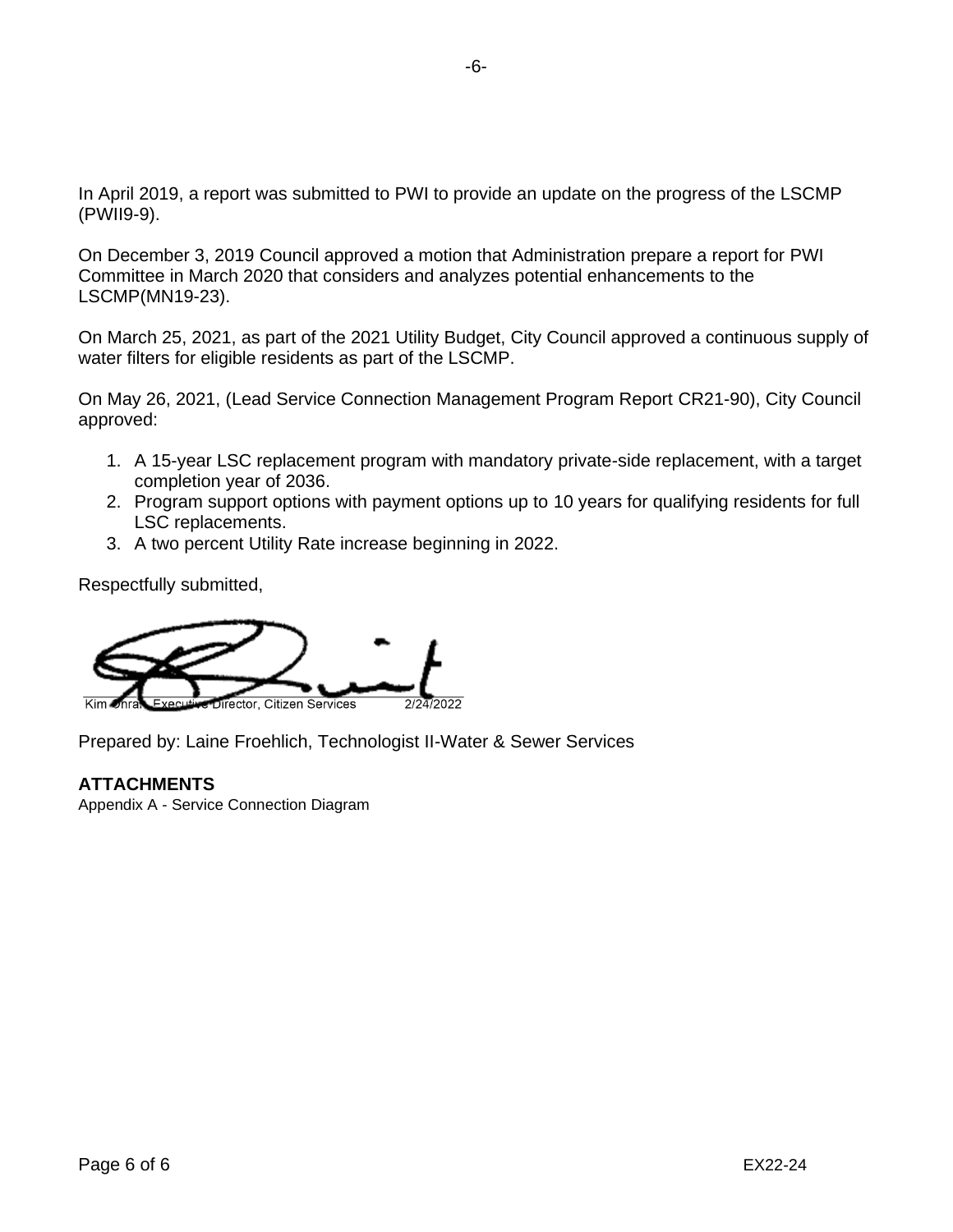In April 2019, a report was submitted to PWI to provide an update on the progress of the LSCMP (PWII9-9).

On December 3, 2019 Council approved a motion that Administration prepare a report for PWI Committee in March 2020 that considers and analyzes potential enhancements to the LSCMP(MN19-23).

On March 25, 2021, as part of the 2021 Utility Budget, City Council approved a continuous supply of water filters for eligible residents as part of the LSCMP.

On May 26, 2021, (Lead Service Connection Management Program Report CR21-90), City Council approved:

1. A 15-year LSC replacement program with mandatory private-side replacement, with a target completion year of 2036.
2. Program support options with payment options up to 10 years for qualifying residents for full LSC replacements.
3. A two percent Utility Rate increase beginning in 2022.

Respectfully submitted,

Kim Onrait, Executive Director, Citizen Services 2/24/2022

Prepared by: Laine Froehlich, Technologist II-Water & Sewer Services

**ATTACHMENTS**

Appendix A - Service Connection Diagram